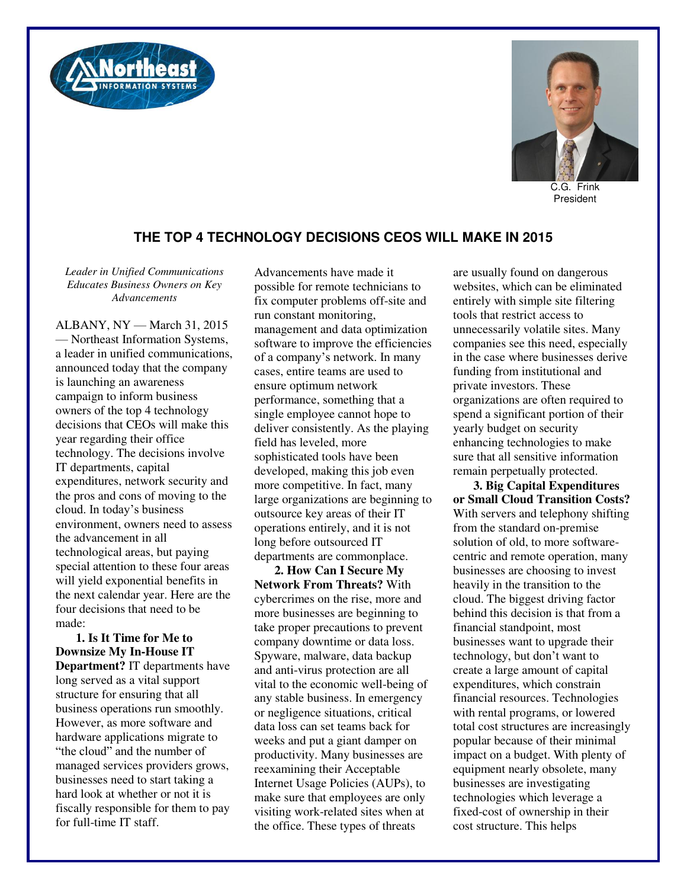C.G. Frink
President

## THE TOP 4 TECHNOLOGY DECISIONS CEOS WILL MAKE IN 2015

*Leader in Unified Communications Educates Business Owners on Key Advancements*

ALBANY, NY — March 31, 2015 — Northeast Information Systems, a leader in unified communications, announced today that the company is launching an awareness campaign to inform business owners of the top 4 technology decisions that CEOs will make this year regarding their office technology. The decisions involve IT departments, capital expenditures, network security and the pros and cons of moving to the cloud. In today's business environment, owners need to assess the advancement in all technological areas, but paying special attention to these four areas will yield exponential benefits in the next calendar year. Here are the four decisions that need to be made:

**1. Is It Time for Me to Downsize My In-House IT Department?** IT departments have long served as a vital support structure for ensuring that all business operations run smoothly. However, as more software and hardware applications migrate to "the cloud" and the number of managed services providers grows, businesses need to start taking a hard look at whether or not it is fiscally responsible for them to pay for full-time IT staff. Advancements have made it possible for remote technicians to fix computer problems off-site and run constant monitoring, management and data optimization software to improve the efficiencies of a company's network. In many cases, entire teams are used to ensure optimum network performance, something that a single employee cannot hope to deliver consistently. As the playing field has leveled, more sophisticated tools have been developed, making this job even more competitive. In fact, many large organizations are beginning to outsource key areas of their IT operations entirely, and it is not long before outsourced IT departments are commonplace.

**2. How Can I Secure My Network From Threats?** With cybercrimes on the rise, more and more businesses are beginning to take proper precautions to prevent company downtime or data loss. Spyware, malware, data backup and anti-virus protection are all vital to the economic well-being of any stable business. In emergency or negligence situations, critical data loss can set teams back for weeks and put a giant damper on productivity. Many businesses are reexamining their Acceptable Internet Usage Policies (AUPs), to make sure that employees are only visiting work-related sites when at the office. These types of threats are usually found on dangerous websites, which can be eliminated entirely with simple site filtering tools that restrict access to unnecessarily volatile sites. Many companies see this need, especially in the case where businesses derive funding from institutional and private investors. These organizations are often required to spend a significant portion of their yearly budget on security enhancing technologies to make sure that all sensitive information remain perpetually protected.

**3. Big Capital Expenditures or Small Cloud Transition Costs?** With servers and telephony shifting from the standard on-premise solution of old, to more software-centric and remote operation, many businesses are choosing to invest heavily in the transition to the cloud. The biggest driving factor behind this decision is that from a financial standpoint, most businesses want to upgrade their technology, but don't want to create a large amount of capital expenditures, which constrain financial resources. Technologies with rental programs, or lowered total cost structures are increasingly popular because of their minimal impact on a budget. With plenty of equipment nearly obsolete, many businesses are investigating technologies which leverage a fixed-cost of ownership in their cost structure. This helps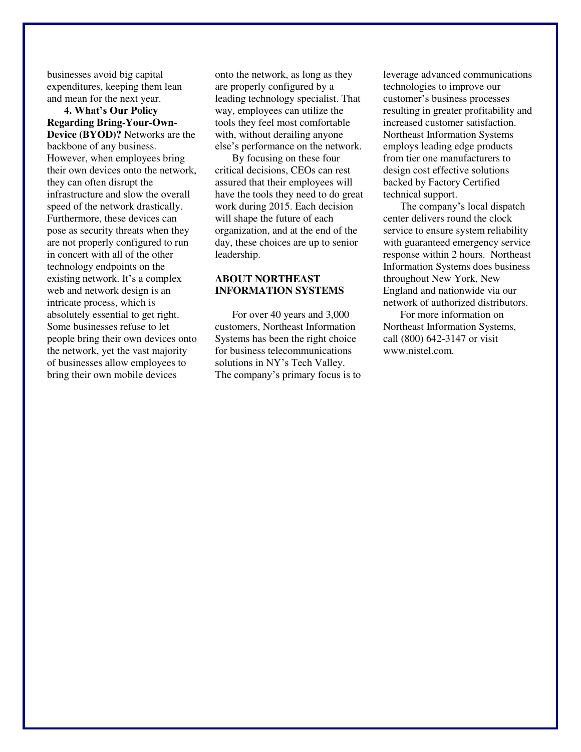businesses avoid big capital expenditures, keeping them lean and mean for the next year.

**4. What's Our Policy Regarding Bring-Your-Own-Device (BYOD)?** Networks are the backbone of any business. However, when employees bring their own devices onto the network, they can often disrupt the infrastructure and slow the overall speed of the network drastically. Furthermore, these devices can pose as security threats when they are not properly configured to run in concert with all of the other technology endpoints on the existing network. It's a complex web and network design is an intricate process, which is absolutely essential to get right. Some businesses refuse to let people bring their own devices onto the network, yet the vast majority of businesses allow employees to bring their own mobile devices onto the network, as long as they are properly configured by a leading technology specialist. That way, employees can utilize the tools they feel most comfortable with, without derailing anyone else's performance on the network.

By focusing on these four critical decisions, CEOs can rest assured that their employees will have the tools they need to do great work during 2015. Each decision will shape the future of each organization, and at the end of the day, these choices are up to senior leadership.

## ABOUT NORTHEAST INFORMATION SYSTEMS

For over 40 years and 3,000 customers, Northeast Information Systems has been the right choice for business telecommunications solutions in NY's Tech Valley. The company's primary focus is to leverage advanced communications technologies to improve our customer's business processes resulting in greater profitability and increased customer satisfaction. Northeast Information Systems employs leading edge products from tier one manufacturers to design cost effective solutions backed by Factory Certified technical support.

The company's local dispatch center delivers round the clock service to ensure system reliability with guaranteed emergency service response within 2 hours. Northeast Information Systems does business throughout New York, New England and nationwide via our network of authorized distributors.

For more information on Northeast Information Systems, call (800) 642-3147 or visit www.nistel.com.